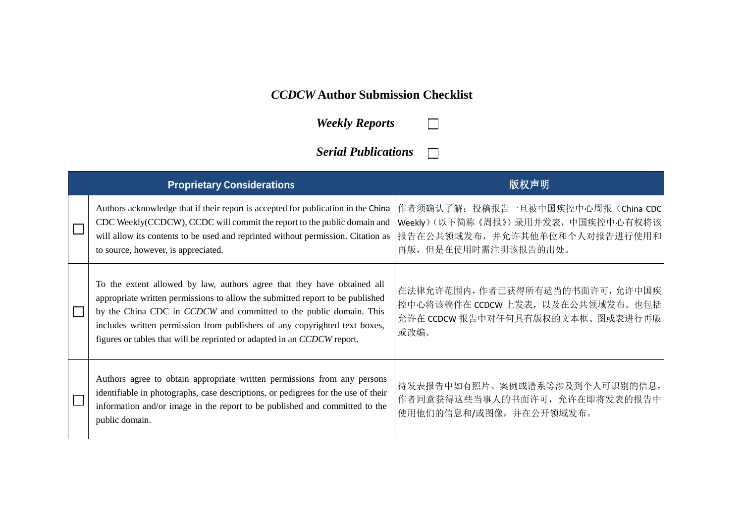# *CCDCW* Author Submission Checklist

***Weekly Reports*** ☐

***Serial Publications*** ☐

| | Proprietary Considerations | 版权声明 |
|---|---|---|
| ☐ | Authors acknowledge that if their report is accepted for publication in the China CDC Weekly(CCDCW), CCDC will commit the report to the public domain and will allow its contents to be used and reprinted without permission. Citation as to source, however, is appreciated. | 作者须确认了解：投稿报告一旦被中国疾控中心周报（China CDC Weekly）（以下简称《周报》）录用并发表，中国疾控中心有权将该报告在公共领域发布，并允许其他单位和个人对报告进行使用和再版，但是在使用时需注明该报告的出处。 |
| ☐ | To the extent allowed by law, authors agree that they have obtained all appropriate written permissions to allow the submitted report to be published by the China CDC in *CCDCW* and committed to the public domain. This includes written permission from publishers of any copyrighted text boxes, figures or tables that will be reprinted or adapted in an *CCDCW* report. | 在法律允许范围内，作者已获得所有适当的书面许可，允许中国疾控中心将该稿件在 CCDCW 上发表，以及在公共领域发布。也包括允许在 CCDCW 报告中对任何具有版权的文本框、图或表进行再版或改编。 |
| ☐ | Authors agree to obtain appropriate written permissions from any persons identifiable in photographs, case descriptions, or pedigrees for the use of their information and/or image in the report to be published and committed to the public domain. | 待发表报告中如有照片、案例或谱系等涉及到个人可识别的信息，作者同意获得这些当事人的书面许可，允许在即将发表的报告中使用他们的信息和/或图像，并在公开领域发布。 |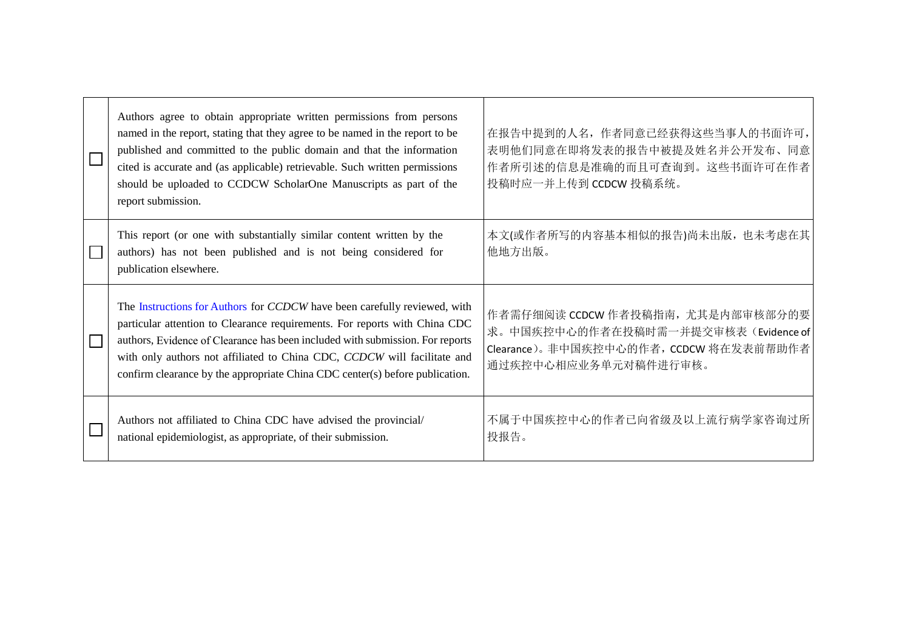| | | |
|---|---|---|
| ☐ | Authors agree to obtain appropriate written permissions from persons named in the report, stating that they agree to be named in the report to be published and committed to the public domain and that the information cited is accurate and (as applicable) retrievable. Such written permissions should be uploaded to CCDCW ScholarOne Manuscripts as part of the report submission. | 在报告中提到的人名，作者同意已经获得这些当事人的书面许可，表明他们同意在即将发表的报告中被提及姓名并公开发布、同意作者所引述的信息是准确的而且可查询到。这些书面许可在作者投稿时应一并上传到 CCDCW 投稿系统。 |
| ☐ | This report (or one with substantially similar content written by the authors) has not been published and is not being considered for publication elsewhere. | 本文(或作者所写的内容基本相似的报告)尚未出版，也未考虑在其他地方出版。 |
| ☐ | The Instructions for Authors for *CCDCW* have been carefully reviewed, with particular attention to Clearance requirements. For reports with China CDC authors, Evidence of Clearance has been included with submission. For reports with only authors not affiliated to China CDC, *CCDCW* will facilitate and confirm clearance by the appropriate China CDC center(s) before publication. | 作者需仔细阅读 CCDCW 作者投稿指南，尤其是内部审核部分的要求。中国疾控中心的作者在投稿时需一并提交审核表（Evidence of Clearance）。非中国疾控中心的作者，CCDCW 将在发表前帮助作者通过疾控中心相应业务单元对稿件进行审核。 |
| ☐ | Authors not affiliated to China CDC have advised the provincial/ national epidemiologist, as appropriate, of their submission. | 不属于中国疾控中心的作者已向省级及以上流行病学家咨询过所投报告。 |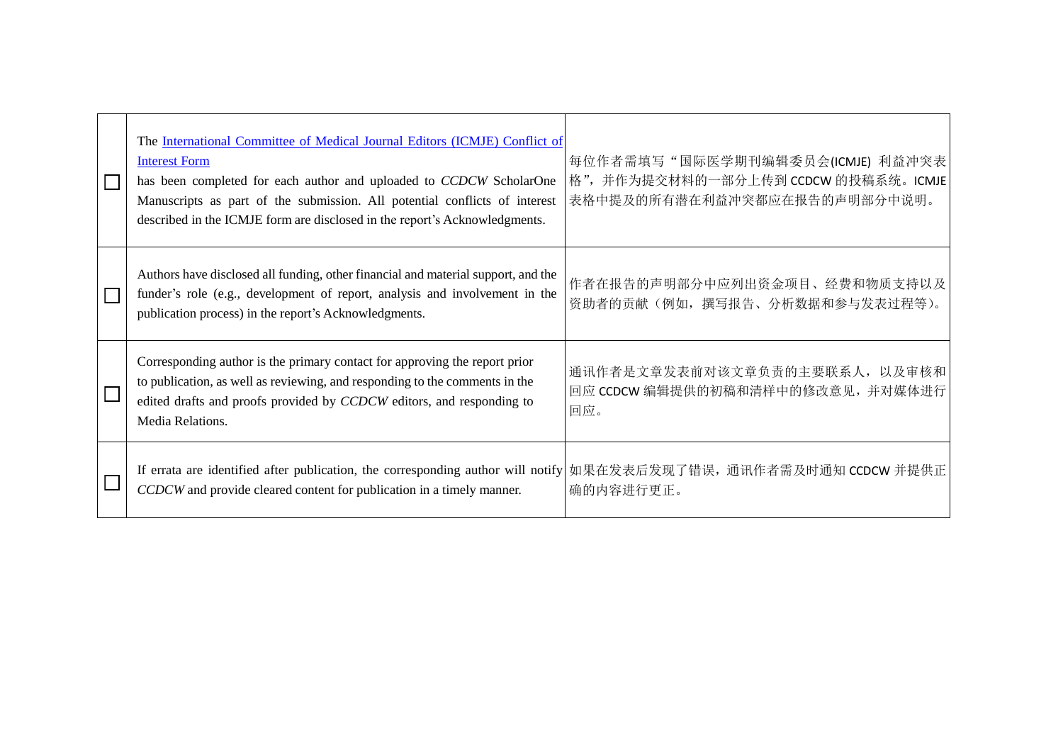| | | |
|---|---|---|
| ☐ | The [International Committee of Medical Journal Editors (ICMJE) Conflict of Interest Form](#) has been completed for each author and uploaded to *CCDCW* ScholarOne Manuscripts as part of the submission. All potential conflicts of interest described in the ICMJE form are disclosed in the report's Acknowledgments. | 每位作者需填写"国际医学期刊编辑委员会(ICMJE) 利益冲突表格",并作为提交材料的一部分上传到 CCDCW 的投稿系统。ICMJE 表格中提及的所有潜在利益冲突都应在报告的声明部分中说明。 |
| ☐ | Authors have disclosed all funding, other financial and material support, and the funder's role (e.g., development of report, analysis and involvement in the publication process) in the report's Acknowledgments. | 作者在报告的声明部分中应列出资金项目、经费和物质支持以及资助者的贡献(例如,撰写报告、分析数据和参与发表过程等)。 |
| ☐ | Corresponding author is the primary contact for approving the report prior to publication, as well as reviewing, and responding to the comments in the edited drafts and proofs provided by *CCDCW* editors, and responding to Media Relations. | 通讯作者是文章发表前对该文章负责的主要联系人,以及审核和回应 CCDCW 编辑提供的初稿和清样中的修改意见,并对媒体进行回应。 |
| ☐ | If errata are identified after publication, the corresponding author will notify *CCDCW* and provide cleared content for publication in a timely manner. | 如果在发表后发现了错误,通讯作者需及时通知 CCDCW 并提供正确的内容进行更正。 |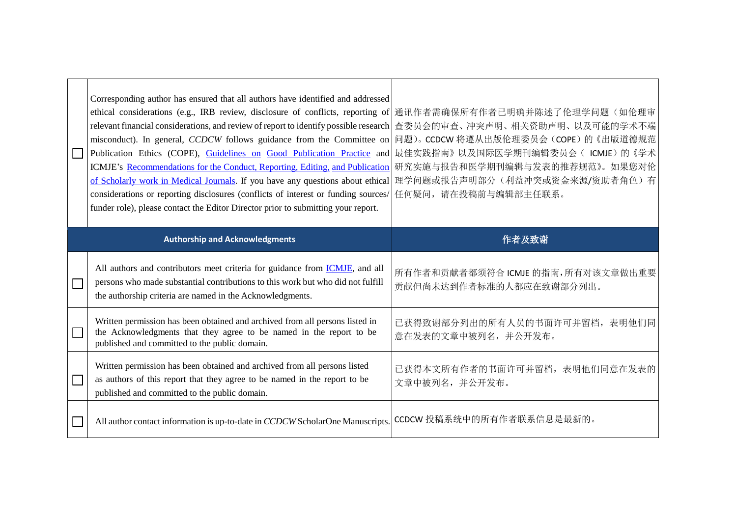| | | |
|---|---|---|
| ☐ | Corresponding author has ensured that all authors have identified and addressed ethical considerations (e.g., IRB review, disclosure of conflicts, reporting of relevant financial considerations, and review of report to identify possible research misconduct). In general, *CCDCW* follows guidance from the Committee on Publication Ethics (COPE), [Guidelines on Good Publication Practice]() and ICMJE's [Recommendations for the Conduct, Reporting, Editing, and Publication of Scholarly work in Medical Journals](). If you have any questions about ethical considerations or reporting disclosures (conflicts of interest or funding sources/ funder role), please contact the Editor Director prior to submitting your report. | 通讯作者需确保所有作者已明确并陈述了伦理学问题（如伦理审查委员会的审查、冲突声明、相关资助声明、以及可能的学术不端问题）。CCDCW 将遵从出版伦理委员会（COPE）的《出版道德规范最佳实践指南》以及国际医学期刊编辑委员会（ ICMJE）的《学术研究实施与报告和医学期刊编辑与发表的推荐规范》。如果您对伦理学问题或报告声明部分（利益冲突或资金来源/资助者角色）有任何疑问，请在投稿前与编辑部主任联系。 |
| **Authorship and Acknowledgments** | | **作者及致谢** |
| ☐ | All authors and contributors meet criteria for guidance from [ICMJE](), and all persons who made substantial contributions to this work but who did not fulfill the authorship criteria are named in the Acknowledgments. | 所有作者和贡献者都须符合 ICMJE 的指南，所有对该文章做出重要贡献但尚未达到作者标准的人都应在致谢部分列出。 |
| ☐ | Written permission has been obtained and archived from all persons listed in the Acknowledgments that they agree to be named in the report to be published and committed to the public domain. | 已获得致谢部分列出的所有人员的书面许可并留档，表明他们同意在发表的文章中被列名，并公开发布。 |
| ☐ | Written permission has been obtained and archived from all persons listed as authors of this report that they agree to be named in the report to be published and committed to the public domain. | 已获得本文所有作者的书面许可并留档，表明他们同意在发表的文章中被列名，并公开发布。 |
| ☐ | All author contact information is up-to-date in *CCDCW* ScholarOne Manuscripts. | CCDCW 投稿系统中的所有作者联系信息是最新的。 |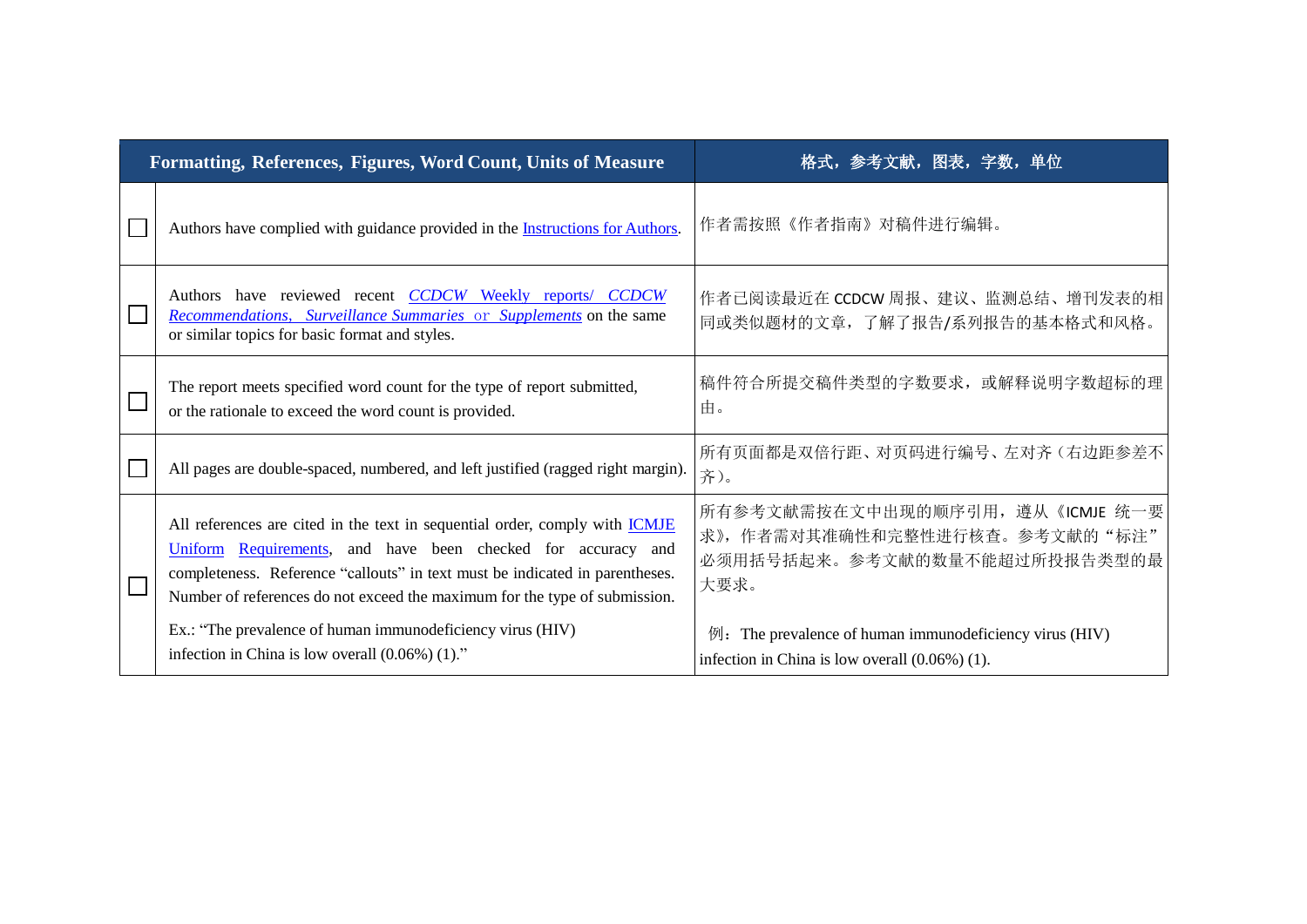| | Formatting, References, Figures, Word Count, Units of Measure | 格式，参考文献，图表，字数，单位 |
|---|---|---|
| ☐ | Authors have complied with guidance provided in the Instructions for Authors. | 作者需按照《作者指南》对稿件进行编辑。 |
| ☐ | Authors have reviewed recent *CCDCW* Weekly reports/ *CCDCW Recommendations*, *Surveillance Summaries* or *Supplements* on the same or similar topics for basic format and styles. | 作者已阅读最近在 CCDCW 周报、建议、监测总结、增刊发表的相同或类似题材的文章，了解了报告/系列报告的基本格式和风格。 |
| ☐ | The report meets specified word count for the type of report submitted, or the rationale to exceed the word count is provided. | 稿件符合所提交稿件类型的字数要求，或解释说明字数超标的理由。 |
| ☐ | All pages are double-spaced, numbered, and left justified (ragged right margin). | 所有页面都是双倍行距、对页码进行编号、左对齐（右边距参差不齐）。 |
| ☐ | All references are cited in the text in sequential order, comply with ICMJE Uniform Requirements, and have been checked for accuracy and completeness. Reference "callouts" in text must be indicated in parentheses. Number of references do not exceed the maximum for the type of submission.<br><br>Ex.: "The prevalence of human immunodeficiency virus (HIV) infection in China is low overall (0.06%) (1)." | 所有参考文献需按在文中出现的顺序引用，遵从《ICMJE 统一要求》，作者需对其准确性和完整性进行核查。参考文献的"标注"必须用括号括起来。参考文献的数量不能超过所投报告类型的最大要求。<br><br>例：The prevalence of human immunodeficiency virus (HIV) infection in China is low overall (0.06%) (1). |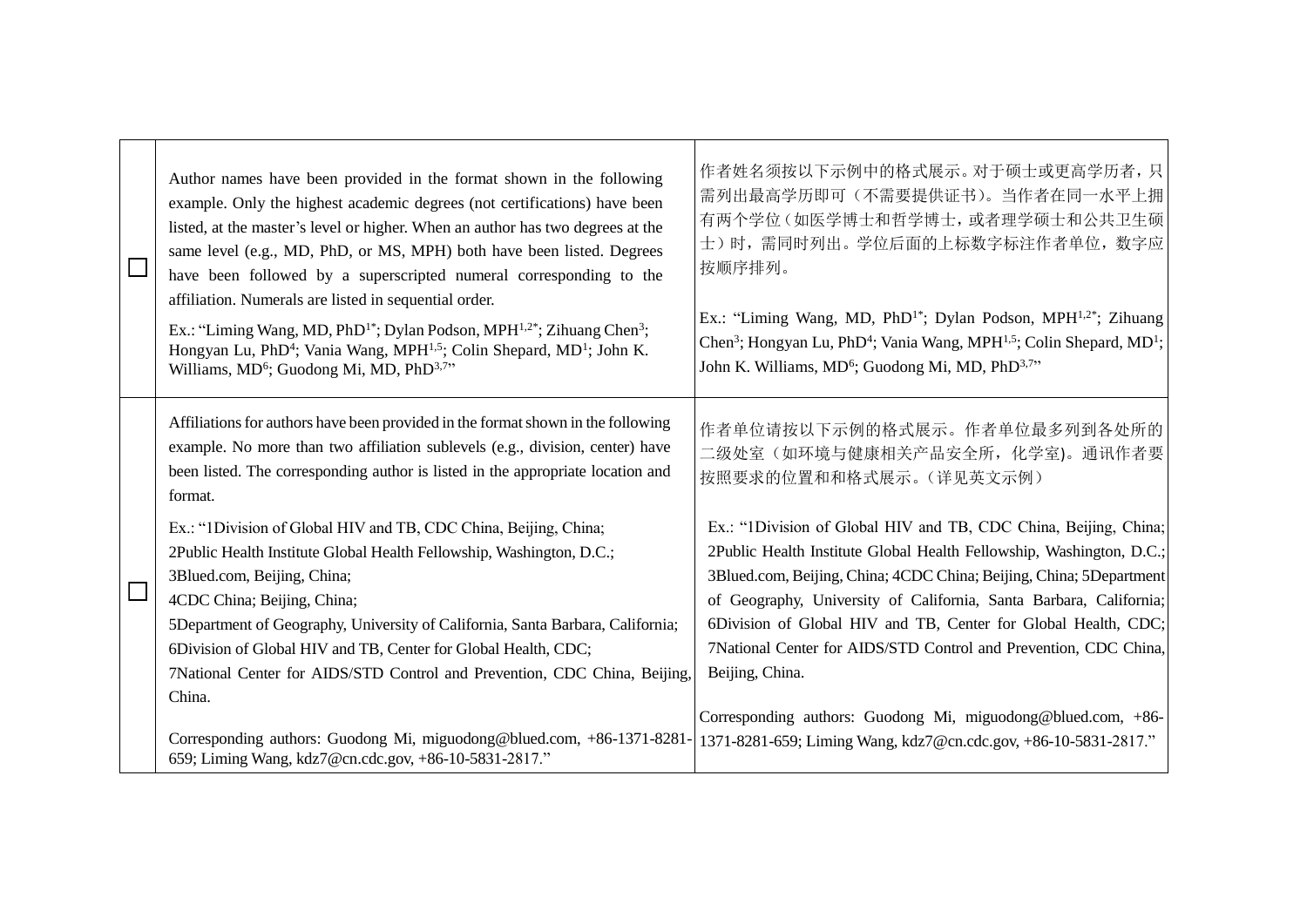| | | |
|---|---|---|
| ☐ | Author names have been provided in the format shown in the following example. Only the highest academic degrees (not certifications) have been listed, at the master's level or higher. When an author has two degrees at the same level (e.g., MD, PhD, or MS, MPH) both have been listed. Degrees have been followed by a superscripted numeral corresponding to the affiliation. Numerals are listed in sequential order.<br><br>Ex.: "Liming Wang, MD, PhD[1*]; Dylan Podson, MPH[1,2*]; Zihuang Chen[3]; Hongyan Lu, PhD[4]; Vania Wang, MPH[1,5]; Colin Shepard, MD[1]; John K. Williams, MD[6]; Guodong Mi, MD, PhD[3,7]" | 作者姓名须按以下示例中的格式展示。对于硕士或更高学历者，只需列出最高学历即可（不需要提供证书）。当作者在同一水平上拥有两个学位（如医学博士和哲学博士，或者理学硕士和公共卫生硕士）时，需同时列出。学位后面的上标数字标注作者单位，数字应按顺序排列。<br><br>Ex.: "Liming Wang, MD, PhD[1*]; Dylan Podson, MPH[1,2*]; Zihuang Chen[3]; Hongyan Lu, PhD[4]; Vania Wang, MPH[1,5]; Colin Shepard, MD[1]; John K. Williams, MD[6]; Guodong Mi, MD, PhD[3,7]" |
| ☐ | Affiliations for authors have been provided in the format shown in the following example. No more than two affiliation sublevels (e.g., division, center) have been listed. The corresponding author is listed in the appropriate location and format.<br><br>Ex.: "1Division of Global HIV and TB, CDC China, Beijing, China;<br>2Public Health Institute Global Health Fellowship, Washington, D.C.;<br>3Blued.com, Beijing, China;<br>4CDC China; Beijing, China;<br>5Department of Geography, University of California, Santa Barbara, California;<br>6Division of Global HIV and TB, Center for Global Health, CDC;<br>7National Center for AIDS/STD Control and Prevention, CDC China, Beijing, China.<br><br>Corresponding authors: Guodong Mi, miguodong@blued.com, +86-1371-8281-659; Liming Wang, kdz7@cn.cdc.gov, +86-10-5831-2817." | 作者单位请按以下示例的格式展示。作者单位最多列到各处所的二级处室（如环境与健康相关产品安全所，化学室)。通讯作者要按照要求的位置和和格式展示。(详见英文示例）<br><br>Ex.: "1Division of Global HIV and TB, CDC China, Beijing, China; 2Public Health Institute Global Health Fellowship, Washington, D.C.; 3Blued.com, Beijing, China; 4CDC China; Beijing, China; 5Department of Geography, University of California, Santa Barbara, California; 6Division of Global HIV and TB, Center for Global Health, CDC; 7National Center for AIDS/STD Control and Prevention, CDC China, Beijing, China.<br><br>Corresponding authors: Guodong Mi, miguodong@blued.com, +86-1371-8281-659; Liming Wang, kdz7@cn.cdc.gov, +86-10-5831-2817." |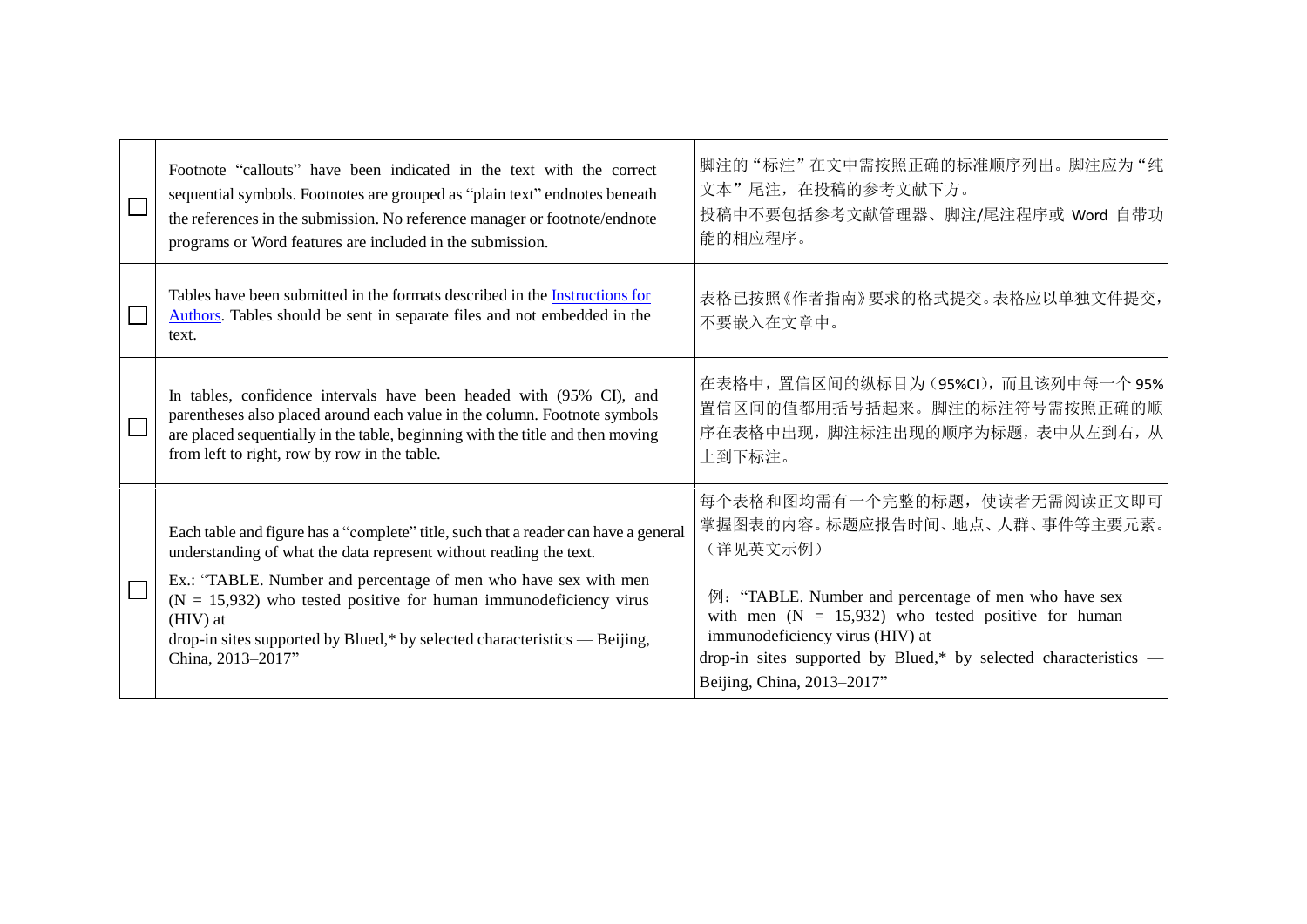| | | |
|---|---|---|
| ☐ | Footnote “callouts” have been indicated in the text with the correct sequential symbols. Footnotes are grouped as “plain text” endnotes beneath the references in the submission. No reference manager or footnote/endnote programs or Word features are included in the submission. | 脚注的“标注”在文中需按照正确的标准顺序列出。脚注应为“纯文本”尾注，在投稿的参考文献下方。<br>投稿中不要包括参考文献管理器、脚注/尾注程序或 Word 自带功能的相应程序。 |
| ☐ | Tables have been submitted in the formats described in the [Instructions for Authors](). Tables should be sent in separate files and not embedded in the text. | 表格已按照《作者指南》要求的格式提交。表格应以单独文件提交，不要嵌入在文章中。 |
| ☐ | In tables, confidence intervals have been headed with (95% CI), and parentheses also placed around each value in the column. Footnote symbols are placed sequentially in the table, beginning with the title and then moving from left to right, row by row in the table. | 在表格中，置信区间的纵标目为（95%CI），而且该列中每一个 95% 置信区间的值都用括号括起来。脚注的标注符号需按照正确的顺序在表格中出现，脚注标注出现的顺序为标题，表中从左到右，从上到下标注。 |
| ☐ | Each table and figure has a “complete” title, such that a reader can have a general understanding of what the data represent without reading the text.<br>Ex.: “TABLE. Number and percentage of men who have sex with men (N = 15,932) who tested positive for human immunodeficiency virus (HIV) at drop-in sites supported by Blued,* by selected characteristics — Beijing, China, 2013–2017” | 每个表格和图均需有一个完整的标题，使读者无需阅读正文即可掌握图表的内容。标题应报告时间、地点、人群、事件等主要元素。（详见英文示例）<br>例：“TABLE. Number and percentage of men who have sex with men (N = 15,932) who tested positive for human immunodeficiency virus (HIV) at drop-in sites supported by Blued,* by selected characteristics — Beijing, China, 2013–2017” |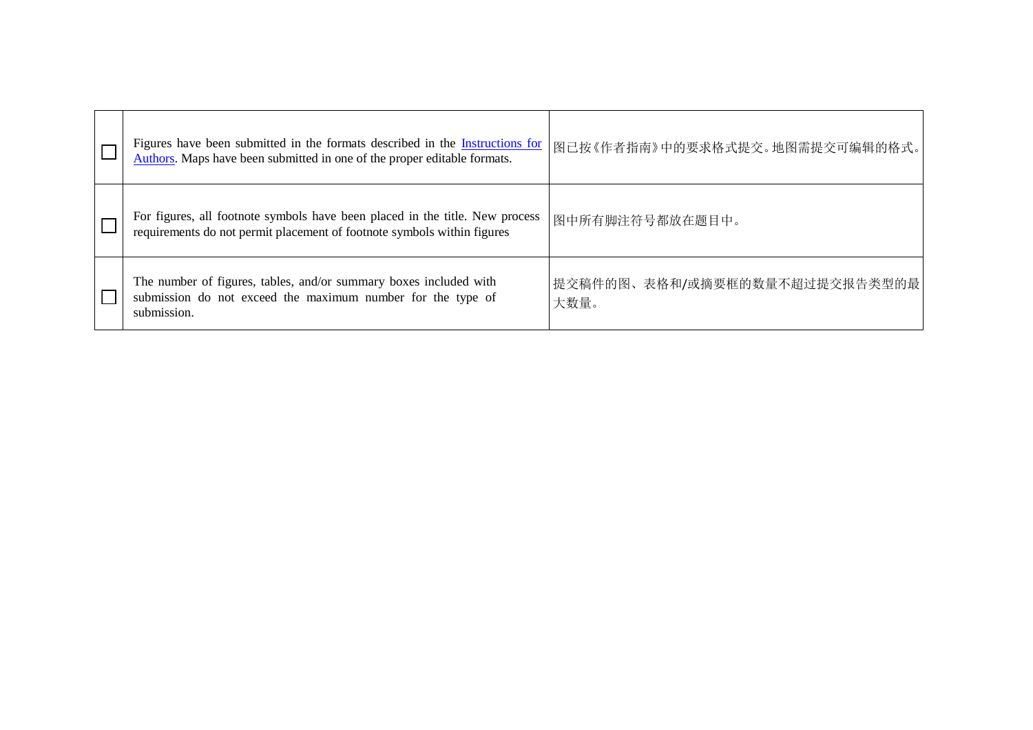| | | |
|---|---|---|
| ☐ | Figures have been submitted in the formats described in the Instructions for Authors. Maps have been submitted in one of the proper editable formats. | 图已按《作者指南》中的要求格式提交。地图需提交可编辑的格式。 |
| ☐ | For figures, all footnote symbols have been placed in the title. New process requirements do not permit placement of footnote symbols within figures | 图中所有脚注符号都放在题目中。 |
| ☐ | The number of figures, tables, and/or summary boxes included with submission do not exceed the maximum number for the type of submission. | 提交稿件的图、表格和/或摘要框的数量不超过提交报告类型的最大数量。 |